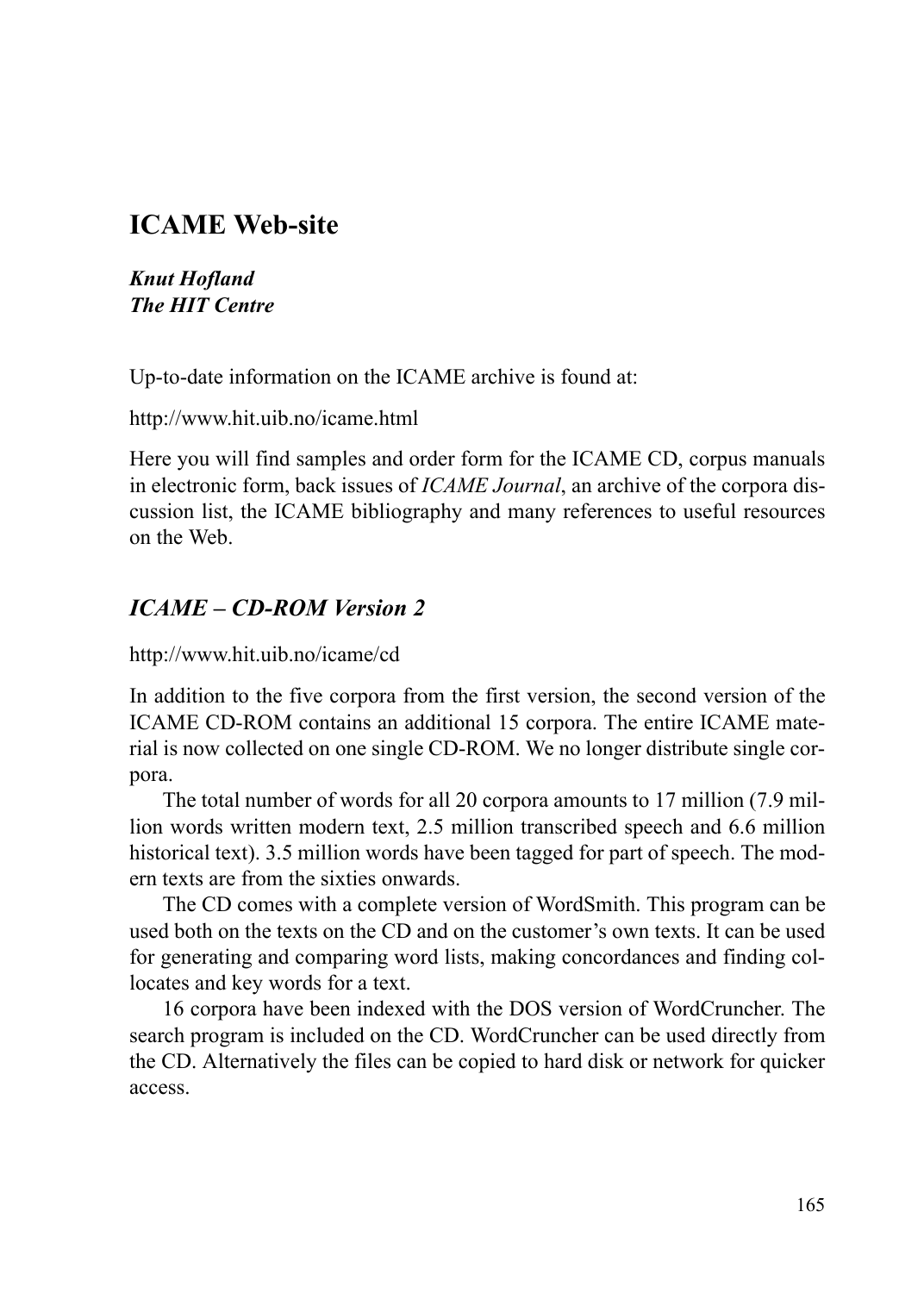# ICAME Web-site

***Knut Hofland***
***The HIT Centre***

Up-to-date information on the ICAME archive is found at:

http://www.hit.uib.no/icame.html

Here you will find samples and order form for the ICAME CD, corpus manuals in electronic form, back issues of *ICAME Journal*, an archive of the corpora discussion list, the ICAME bibliography and many references to useful resources on the Web.

## *ICAME – CD-ROM Version 2*

http://www.hit.uib.no/icame/cd

In addition to the five corpora from the first version, the second version of the ICAME CD-ROM contains an additional 15 corpora. The entire ICAME material is now collected on one single CD-ROM. We no longer distribute single corpora.

The total number of words for all 20 corpora amounts to 17 million (7.9 million words written modern text, 2.5 million transcribed speech and 6.6 million historical text). 3.5 million words have been tagged for part of speech. The modern texts are from the sixties onwards.

The CD comes with a complete version of WordSmith. This program can be used both on the texts on the CD and on the customer's own texts. It can be used for generating and comparing word lists, making concordances and finding collocates and key words for a text.

16 corpora have been indexed with the DOS version of WordCruncher. The search program is included on the CD. WordCruncher can be used directly from the CD. Alternatively the files can be copied to hard disk or network for quicker access.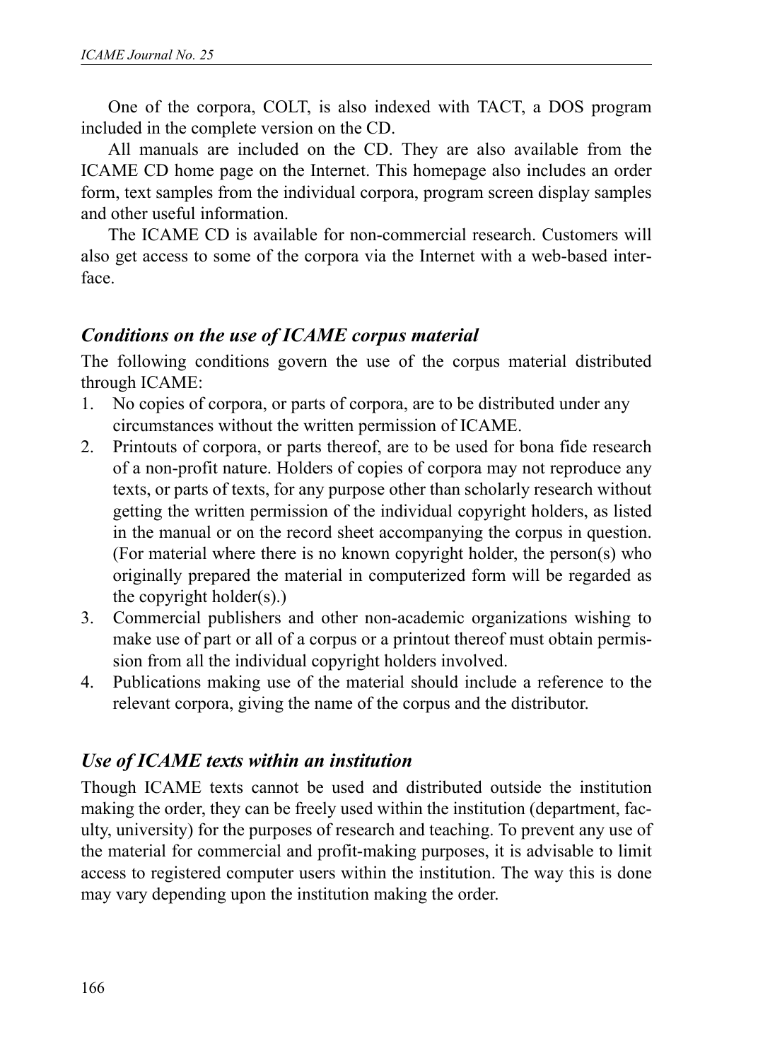One of the corpora, COLT, is also indexed with TACT, a DOS program included in the complete version on the CD.

All manuals are included on the CD. They are also available from the ICAME CD home page on the Internet. This homepage also includes an order form, text samples from the individual corpora, program screen display samples and other useful information.

The ICAME CD is available for non-commercial research. Customers will also get access to some of the corpora via the Internet with a web-based interface.

## *Conditions on the use of ICAME corpus material*

The following conditions govern the use of the corpus material distributed through ICAME:

1. No copies of corpora, or parts of corpora, are to be distributed under any circumstances without the written permission of ICAME.
2. Printouts of corpora, or parts thereof, are to be used for bona fide research of a non-profit nature. Holders of copies of corpora may not reproduce any texts, or parts of texts, for any purpose other than scholarly research without getting the written permission of the individual copyright holders, as listed in the manual or on the record sheet accompanying the corpus in question. (For material where there is no known copyright holder, the person(s) who originally prepared the material in computerized form will be regarded as the copyright holder(s).)
3. Commercial publishers and other non-academic organizations wishing to make use of part or all of a corpus or a printout thereof must obtain permission from all the individual copyright holders involved.
4. Publications making use of the material should include a reference to the relevant corpora, giving the name of the corpus and the distributor.

## *Use of ICAME texts within an institution*

Though ICAME texts cannot be used and distributed outside the institution making the order, they can be freely used within the institution (department, faculty, university) for the purposes of research and teaching. To prevent any use of the material for commercial and profit-making purposes, it is advisable to limit access to registered computer users within the institution. The way this is done may vary depending upon the institution making the order.